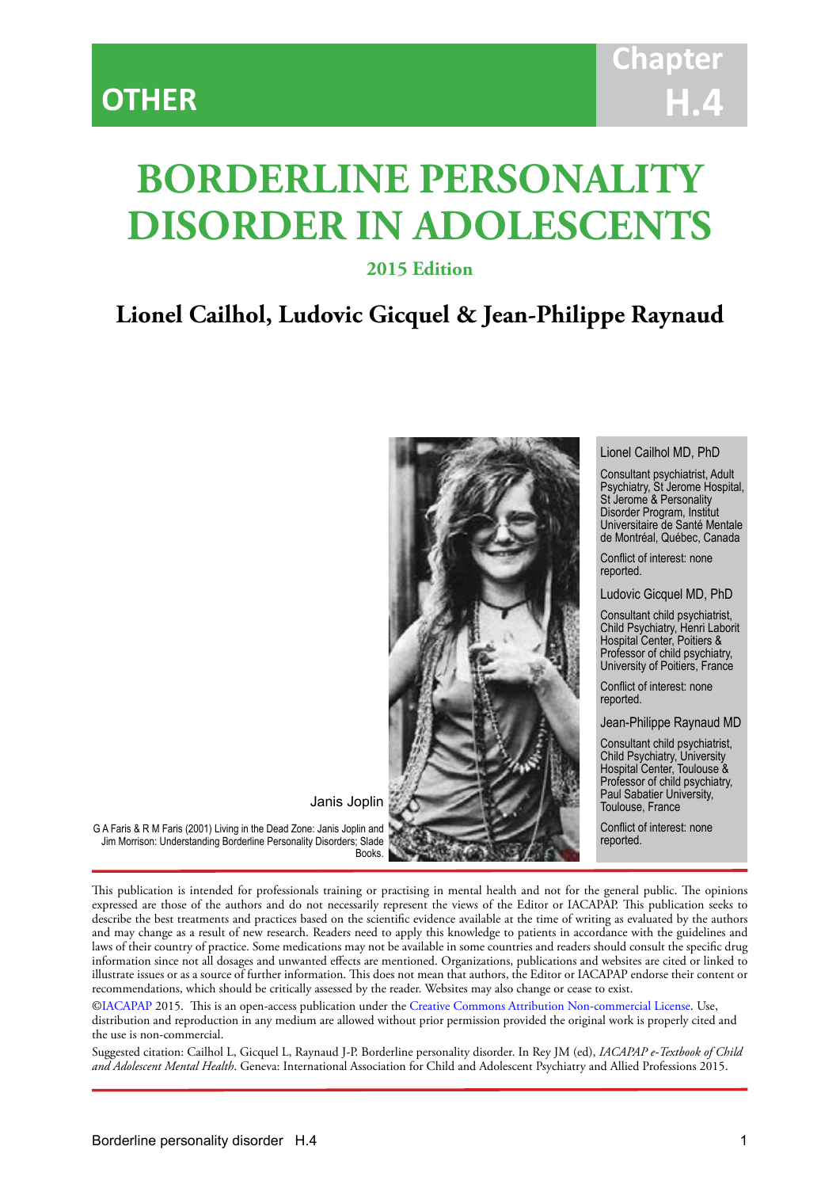OTHER

Chapter H.4

# BORDERLINE PERSONALITY DISORDER IN ADOLESCENTS

**2015 Edition**

## Lionel Cailhol, Ludovic Gicquel & Jean-Philippe Raynaud

Janis Joplin

G A Faris & R M Faris (2001) Living in the Dead Zone: Janis Joplin and Jim Morrison: Understanding Borderline Personality Disorders; Slade Books.

Lionel Cailhol MD, PhD

Consultant psychiatrist, Adult Psychiatry, St Jerome Hospital, St Jerome & Personality Disorder Program, Institut Universitaire de Santé Mentale de Montréal, Québec, Canada

Conflict of interest: none reported.

Ludovic Gicquel MD, PhD

Consultant child psychiatrist, Child Psychiatry, Henri Laborit Hospital Center, Poitiers & Professor of child psychiatry, University of Poitiers, France

Conflict of interest: none reported.

Jean-Philippe Raynaud MD

Consultant child psychiatrist, Child Psychiatry, University Hospital Center, Toulouse & Professor of child psychiatry, Paul Sabatier University, Toulouse, France

Conflict of interest: none reported.

This publication is intended for professionals training or practising in mental health and not for the general public. The opinions expressed are those of the authors and do not necessarily represent the views of the Editor or IACAPAP. This publication seeks to describe the best treatments and practices based on the scientific evidence available at the time of writing as evaluated by the authors and may change as a result of new research. Readers need to apply this knowledge to patients in accordance with the guidelines and laws of their country of practice. Some medications may not be available in some countries and readers should consult the specific drug information since not all dosages and unwanted effects are mentioned. Organizations, publications and websites are cited or linked to illustrate issues or as a source of further information. This does not mean that authors, the Editor or IACAPAP endorse their content or recommendations, which should be critically assessed by the reader. Websites may also change or cease to exist.

©IACAPAP 2015. This is an open-access publication under the Creative Commons Attribution Non-commercial License. Use, distribution and reproduction in any medium are allowed without prior permission provided the original work is properly cited and the use is non-commercial.

Suggested citation: Cailhol L, Gicquel L, Raynaud J-P. Borderline personality disorder. In Rey JM (ed), *IACAPAP e-Textbook of Child and Adolescent Mental Health*. Geneva: International Association for Child and Adolescent Psychiatry and Allied Professions 2015.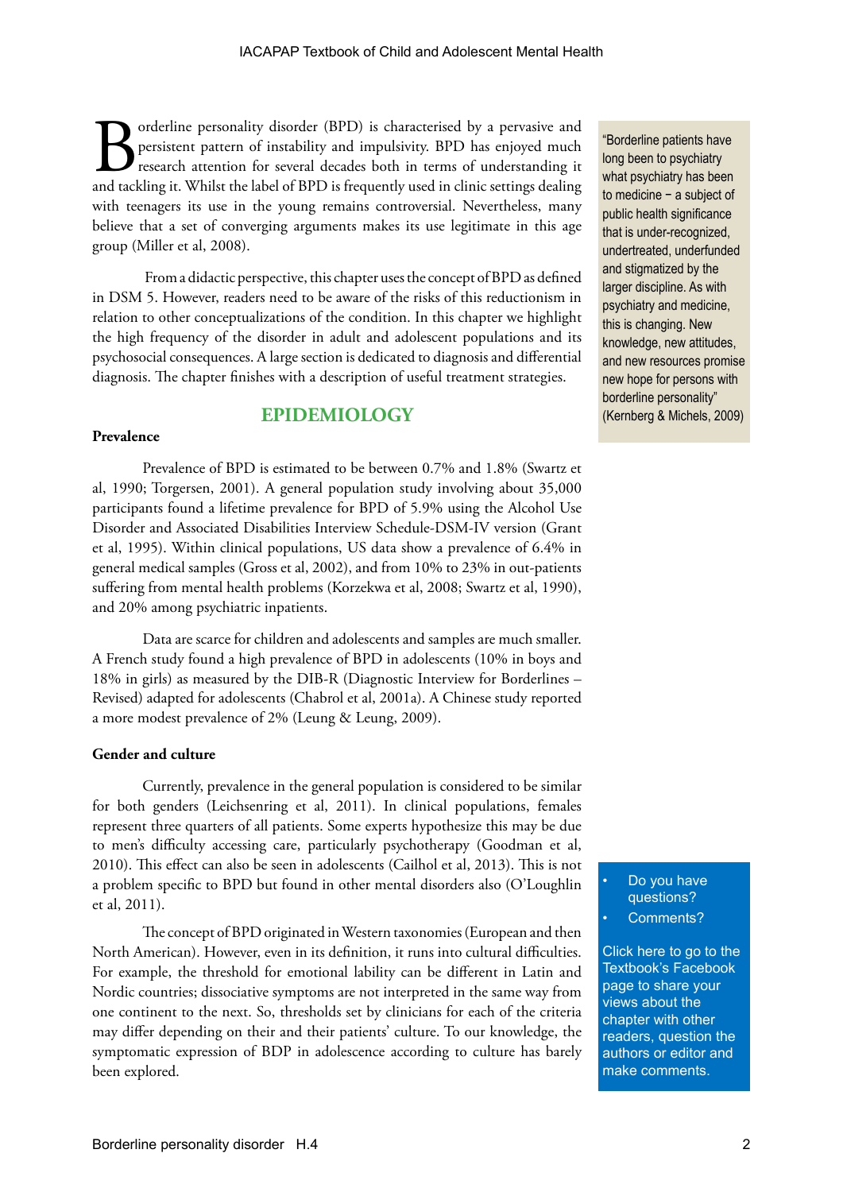Borderline personality disorder (BPD) is characterised by a pervasive and persistent pattern of instability and impulsivity. BPD has enjoyed much research attention for several decades both in terms of understanding it and tackling it. Whilst the label of BPD is frequently used in clinic settings dealing with teenagers its use in the young remains controversial. Nevertheless, many believe that a set of converging arguments makes its use legitimate in this age group (Miller et al, 2008).

From a didactic perspective, this chapter uses the concept of BPD as defined in DSM 5. However, readers need to be aware of the risks of this reductionism in relation to other conceptualizations of the condition. In this chapter we highlight the high frequency of the disorder in adult and adolescent populations and its psychosocial consequences. A large section is dedicated to diagnosis and differential diagnosis. The chapter finishes with a description of useful treatment strategies.

> "Borderline patients have long been to psychiatry what psychiatry has been to medicine – a subject of public health significance that is under-recognized, undertreated, underfunded and stigmatized by the larger discipline. As with psychiatry and medicine, this is changing. New knowledge, new attitudes, and new resources promise new hope for persons with borderline personality" (Kernberg & Michels, 2009)

## EPIDEMIOLOGY

### Prevalence

Prevalence of BPD is estimated to be between 0.7% and 1.8% (Swartz et al, 1990; Torgersen, 2001). A general population study involving about 35,000 participants found a lifetime prevalence for BPD of 5.9% using the Alcohol Use Disorder and Associated Disabilities Interview Schedule-DSM-IV version (Grant et al, 1995). Within clinical populations, US data show a prevalence of 6.4% in general medical samples (Gross et al, 2002), and from 10% to 23% in out-patients suffering from mental health problems (Korzekwa et al, 2008; Swartz et al, 1990), and 20% among psychiatric inpatients.

Data are scarce for children and adolescents and samples are much smaller. A French study found a high prevalence of BPD in adolescents (10% in boys and 18% in girls) as measured by the DIB-R (Diagnostic Interview for Borderlines – Revised) adapted for adolescents (Chabrol et al, 2001a). A Chinese study reported a more modest prevalence of 2% (Leung & Leung, 2009).

### Gender and culture

Currently, prevalence in the general population is considered to be similar for both genders (Leichsenring et al, 2011). In clinical populations, females represent three quarters of all patients. Some experts hypothesize this may be due to men's difficulty accessing care, particularly psychotherapy (Goodman et al, 2010). This effect can also be seen in adolescents (Cailhol et al, 2013). This is not a problem specific to BPD but found in other mental disorders also (O'Loughlin et al, 2011).

The concept of BPD originated in Western taxonomies (European and then North American). However, even in its definition, it runs into cultural difficulties. For example, the threshold for emotional lability can be different in Latin and Nordic countries; dissociative symptoms are not interpreted in the same way from one continent to the next. So, thresholds set by clinicians for each of the criteria may differ depending on their and their patients' culture. To our knowledge, the symptomatic expression of BDP in adolescence according to culture has barely been explored.

- Do you have questions?
- Comments?

Click here to go to the Textbook's Facebook page to share your views about the chapter with other readers, question the authors or editor and make comments.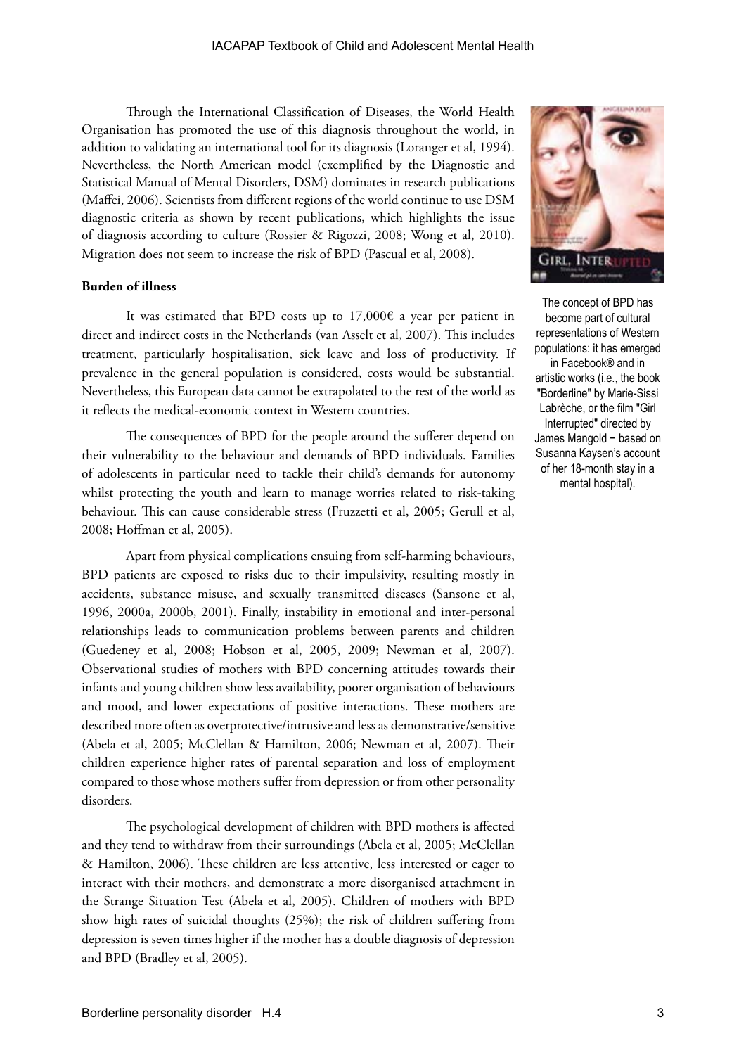Through the International Classification of Diseases, the World Health Organisation has promoted the use of this diagnosis throughout the world, in addition to validating an international tool for its diagnosis (Loranger et al, 1994). Nevertheless, the North American model (exemplified by the Diagnostic and Statistical Manual of Mental Disorders, DSM) dominates in research publications (Maffei, 2006). Scientists from different regions of the world continue to use DSM diagnostic criteria as shown by recent publications, which highlights the issue of diagnosis according to culture (Rossier & Rigozzi, 2008; Wong et al, 2010). Migration does not seem to increase the risk of BPD (Pascual et al, 2008).

The concept of BPD has become part of cultural representations of Western populations: it has emerged in Facebook® and in artistic works (i.e., the book "Borderline" by Marie-Sissi Labrèche, or the film "Girl Interrupted" directed by James Mangold − based on Susanna Kaysen's account of her 18-month stay in a mental hospital).

**Burden of illness**

It was estimated that BPD costs up to 17,000€ a year per patient in direct and indirect costs in the Netherlands (van Asselt et al, 2007). This includes treatment, particularly hospitalisation, sick leave and loss of productivity. If prevalence in the general population is considered, costs would be substantial. Nevertheless, this European data cannot be extrapolated to the rest of the world as it reflects the medical-economic context in Western countries.

The consequences of BPD for the people around the sufferer depend on their vulnerability to the behaviour and demands of BPD individuals. Families of adolescents in particular need to tackle their child's demands for autonomy whilst protecting the youth and learn to manage worries related to risk-taking behaviour. This can cause considerable stress (Fruzzetti et al, 2005; Gerull et al, 2008; Hoffman et al, 2005).

Apart from physical complications ensuing from self-harming behaviours, BPD patients are exposed to risks due to their impulsivity, resulting mostly in accidents, substance misuse, and sexually transmitted diseases (Sansone et al, 1996, 2000a, 2000b, 2001). Finally, instability in emotional and inter-personal relationships leads to communication problems between parents and children (Guedeney et al, 2008; Hobson et al, 2005, 2009; Newman et al, 2007). Observational studies of mothers with BPD concerning attitudes towards their infants and young children show less availability, poorer organisation of behaviours and mood, and lower expectations of positive interactions. These mothers are described more often as overprotective/intrusive and less as demonstrative/sensitive (Abela et al, 2005; McClellan & Hamilton, 2006; Newman et al, 2007). Their children experience higher rates of parental separation and loss of employment compared to those whose mothers suffer from depression or from other personality disorders.

The psychological development of children with BPD mothers is affected and they tend to withdraw from their surroundings (Abela et al, 2005; McClellan & Hamilton, 2006). These children are less attentive, less interested or eager to interact with their mothers, and demonstrate a more disorganised attachment in the Strange Situation Test (Abela et al, 2005). Children of mothers with BPD show high rates of suicidal thoughts (25%); the risk of children suffering from depression is seven times higher if the mother has a double diagnosis of depression and BPD (Bradley et al, 2005).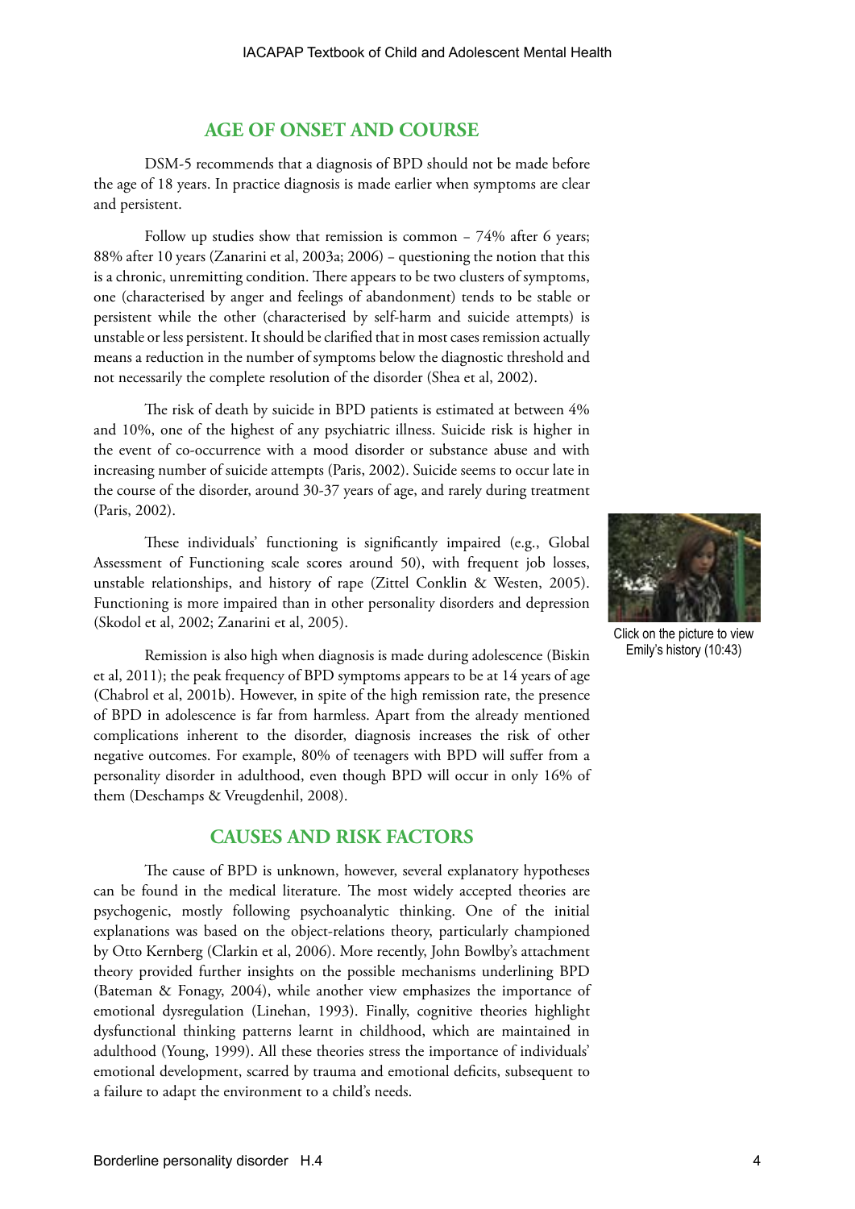## AGE OF ONSET AND COURSE

DSM-5 recommends that a diagnosis of BPD should not be made before the age of 18 years. In practice diagnosis is made earlier when symptoms are clear and persistent.

Follow up studies show that remission is common – 74% after 6 years; 88% after 10 years (Zanarini et al, 2003a; 2006) – questioning the notion that this is a chronic, unremitting condition. There appears to be two clusters of symptoms, one (characterised by anger and feelings of abandonment) tends to be stable or persistent while the other (characterised by self-harm and suicide attempts) is unstable or less persistent. It should be clarified that in most cases remission actually means a reduction in the number of symptoms below the diagnostic threshold and not necessarily the complete resolution of the disorder (Shea et al, 2002).

The risk of death by suicide in BPD patients is estimated at between 4% and 10%, one of the highest of any psychiatric illness. Suicide risk is higher in the event of co-occurrence with a mood disorder or substance abuse and with increasing number of suicide attempts (Paris, 2002). Suicide seems to occur late in the course of the disorder, around 30-37 years of age, and rarely during treatment (Paris, 2002).

These individuals' functioning is significantly impaired (e.g., Global Assessment of Functioning scale scores around 50), with frequent job losses, unstable relationships, and history of rape (Zittel Conklin & Westen, 2005). Functioning is more impaired than in other personality disorders and depression (Skodol et al, 2002; Zanarini et al, 2005).

Click on the picture to view Emily's history (10:43)

Remission is also high when diagnosis is made during adolescence (Biskin et al, 2011); the peak frequency of BPD symptoms appears to be at 14 years of age (Chabrol et al, 2001b). However, in spite of the high remission rate, the presence of BPD in adolescence is far from harmless. Apart from the already mentioned complications inherent to the disorder, diagnosis increases the risk of other negative outcomes. For example, 80% of teenagers with BPD will suffer from a personality disorder in adulthood, even though BPD will occur in only 16% of them (Deschamps & Vreugdenhil, 2008).

## CAUSES AND RISK FACTORS

The cause of BPD is unknown, however, several explanatory hypotheses can be found in the medical literature. The most widely accepted theories are psychogenic, mostly following psychoanalytic thinking. One of the initial explanations was based on the object-relations theory, particularly championed by Otto Kernberg (Clarkin et al, 2006). More recently, John Bowlby's attachment theory provided further insights on the possible mechanisms underlining BPD (Bateman & Fonagy, 2004), while another view emphasizes the importance of emotional dysregulation (Linehan, 1993). Finally, cognitive theories highlight dysfunctional thinking patterns learnt in childhood, which are maintained in adulthood (Young, 1999). All these theories stress the importance of individuals' emotional development, scarred by trauma and emotional deficits, subsequent to a failure to adapt the environment to a child's needs.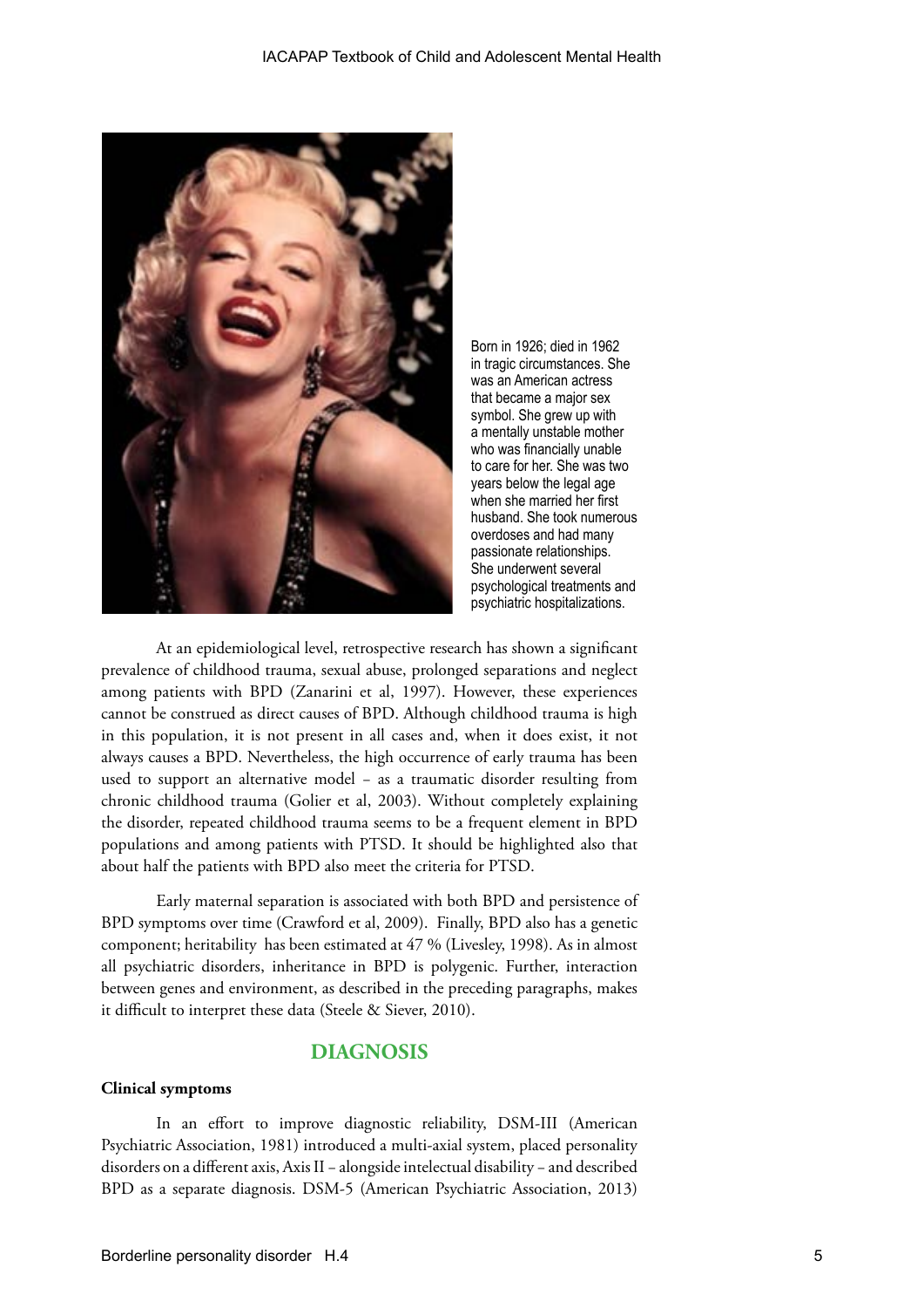Born in 1926; died in 1962 in tragic circumstances. She was an American actress that became a major sex symbol. She grew up with a mentally unstable mother who was financially unable to care for her. She was two years below the legal age when she married her first husband. She took numerous overdoses and had many passionate relationships. She underwent several psychological treatments and psychiatric hospitalizations.

At an epidemiological level, retrospective research has shown a significant prevalence of childhood trauma, sexual abuse, prolonged separations and neglect among patients with BPD (Zanarini et al, 1997). However, these experiences cannot be construed as direct causes of BPD. Although childhood trauma is high in this population, it is not present in all cases and, when it does exist, it not always causes a BPD. Nevertheless, the high occurrence of early trauma has been used to support an alternative model – as a traumatic disorder resulting from chronic childhood trauma (Golier et al, 2003). Without completely explaining the disorder, repeated childhood trauma seems to be a frequent element in BPD populations and among patients with PTSD. It should be highlighted also that about half the patients with BPD also meet the criteria for PTSD.

Early maternal separation is associated with both BPD and persistence of BPD symptoms over time (Crawford et al, 2009). Finally, BPD also has a genetic component; heritability has been estimated at 47 % (Livesley, 1998). As in almost all psychiatric disorders, inheritance in BPD is polygenic. Further, interaction between genes and environment, as described in the preceding paragraphs, makes it difficult to interpret these data (Steele & Siever, 2010).

## DIAGNOSIS

### Clinical symptoms

In an effort to improve diagnostic reliability, DSM-III (American Psychiatric Association, 1981) introduced a multi-axial system, placed personality disorders on a different axis, Axis II – alongside intelectual disability – and described BPD as a separate diagnosis. DSM-5 (American Psychiatric Association, 2013)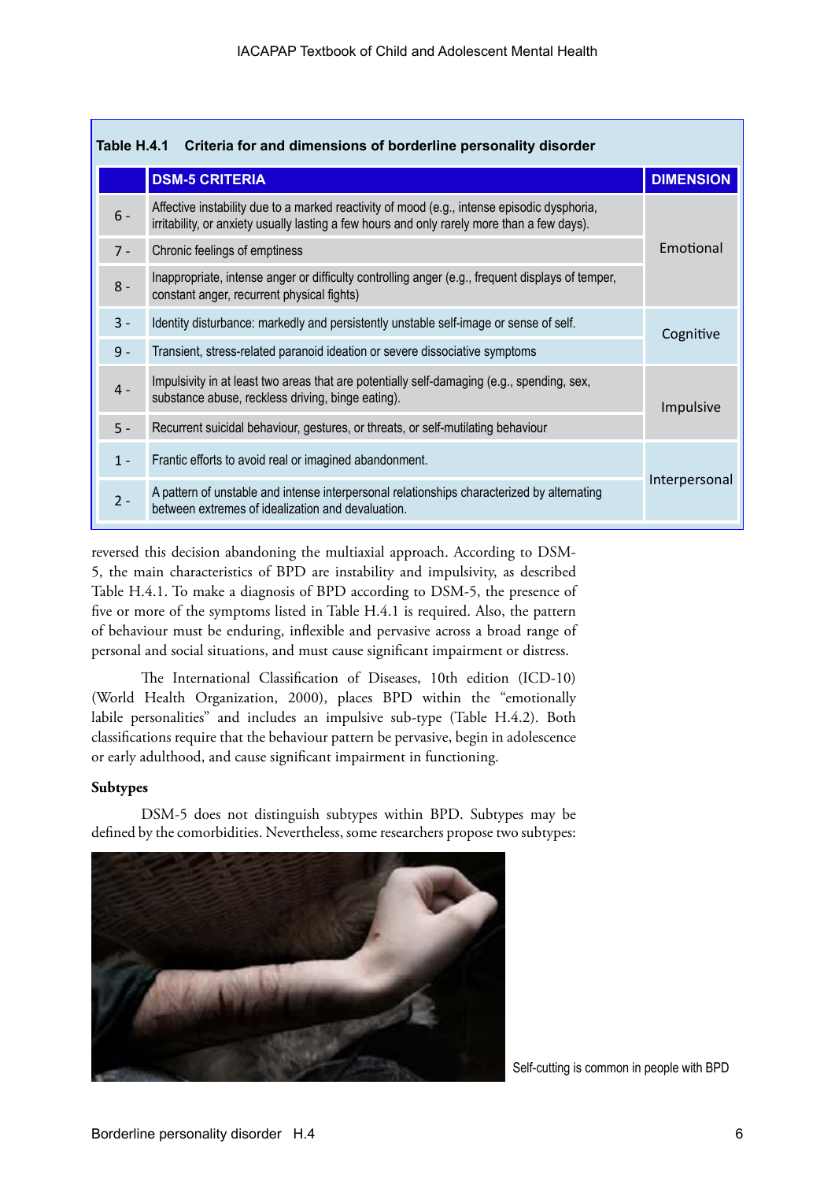**Table H.4.1 Criteria for and dimensions of borderline personality disorder**

| | DSM-5 CRITERIA | DIMENSION |
|---|---|---|
| 6 - | Affective instability due to a marked reactivity of mood (e.g., intense episodic dysphoria, irritability, or anxiety usually lasting a few hours and only rarely more than a few days). | Emotional |
| 7 - | Chronic feelings of emptiness | |
| 8 - | Inappropriate, intense anger or difficulty controlling anger (e.g., frequent displays of temper, constant anger, recurrent physical fights) | |
| 3 - | Identity disturbance: markedly and persistently unstable self-image or sense of self. | Cognitive |
| 9 - | Transient, stress-related paranoid ideation or severe dissociative symptoms | |
| 4 - | Impulsivity in at least two areas that are potentially self-damaging (e.g., spending, sex, substance abuse, reckless driving, binge eating). | Impulsive |
| 5 - | Recurrent suicidal behaviour, gestures, or threats, or self-mutilating behaviour | |
| 1 - | Frantic efforts to avoid real or imagined abandonment. | Interpersonal |
| 2 - | A pattern of unstable and intense interpersonal relationships characterized by alternating between extremes of idealization and devaluation. | |

reversed this decision abandoning the multiaxial approach. According to DSM-5, the main characteristics of BPD are instability and impulsivity, as described Table H.4.1. To make a diagnosis of BPD according to DSM-5, the presence of five or more of the symptoms listed in Table H.4.1 is required. Also, the pattern of behaviour must be enduring, inflexible and pervasive across a broad range of personal and social situations, and must cause significant impairment or distress.

The International Classification of Diseases, 10th edition (ICD-10) (World Health Organization, 2000), places BPD within the "emotionally labile personalities" and includes an impulsive sub-type (Table H.4.2). Both classifications require that the behaviour pattern be pervasive, begin in adolescence or early adulthood, and cause significant impairment in functioning.

**Subtypes**

DSM-5 does not distinguish subtypes within BPD. Subtypes may be defined by the comorbidities. Nevertheless, some researchers propose two subtypes:

Self-cutting is common in people with BPD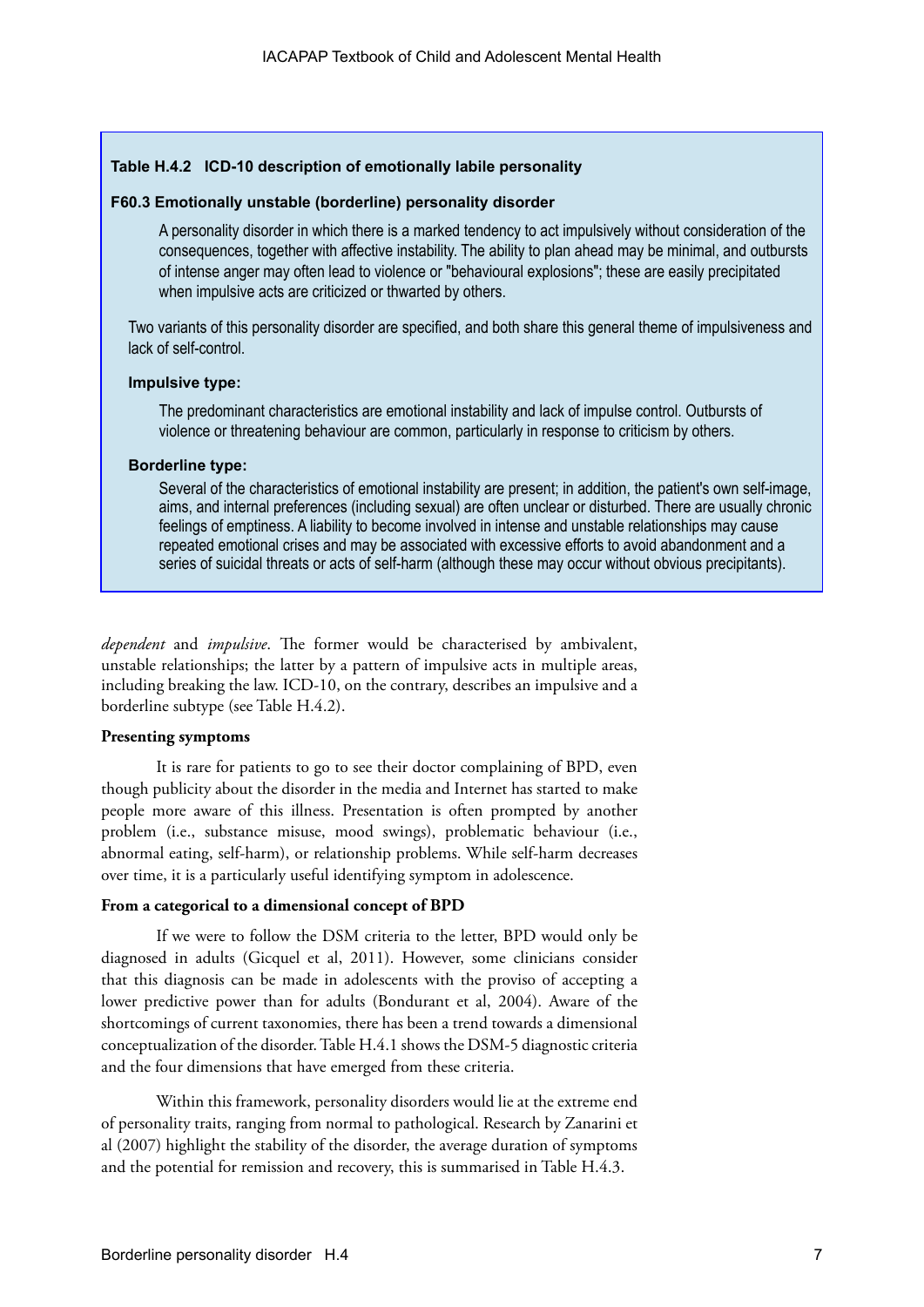**Table H.4.2 ICD-10 description of emotionally labile personality**

**F60.3 Emotionally unstable (borderline) personality disorder**

A personality disorder in which there is a marked tendency to act impulsively without consideration of the consequences, together with affective instability. The ability to plan ahead may be minimal, and outbursts of intense anger may often lead to violence or "behavioural explosions"; these are easily precipitated when impulsive acts are criticized or thwarted by others.

Two variants of this personality disorder are specified, and both share this general theme of impulsiveness and lack of self-control.

**Impulsive type:**

The predominant characteristics are emotional instability and lack of impulse control. Outbursts of violence or threatening behaviour are common, particularly in response to criticism by others.

**Borderline type:**

Several of the characteristics of emotional instability are present; in addition, the patient's own self-image, aims, and internal preferences (including sexual) are often unclear or disturbed. There are usually chronic feelings of emptiness. A liability to become involved in intense and unstable relationships may cause repeated emotional crises and may be associated with excessive efforts to avoid abandonment and a series of suicidal threats or acts of self-harm (although these may occur without obvious precipitants).

*dependent* and *impulsive*. The former would be characterised by ambivalent, unstable relationships; the latter by a pattern of impulsive acts in multiple areas, including breaking the law. ICD-10, on the contrary, describes an impulsive and a borderline subtype (see Table H.4.2).

**Presenting symptoms**

It is rare for patients to go to see their doctor complaining of BPD, even though publicity about the disorder in the media and Internet has started to make people more aware of this illness. Presentation is often prompted by another problem (i.e., substance misuse, mood swings), problematic behaviour (i.e., abnormal eating, self-harm), or relationship problems. While self-harm decreases over time, it is a particularly useful identifying symptom in adolescence.

**From a categorical to a dimensional concept of BPD**

If we were to follow the DSM criteria to the letter, BPD would only be diagnosed in adults (Gicquel et al, 2011). However, some clinicians consider that this diagnosis can be made in adolescents with the proviso of accepting a lower predictive power than for adults (Bondurant et al, 2004). Aware of the shortcomings of current taxonomies, there has been a trend towards a dimensional conceptualization of the disorder. Table H.4.1 shows the DSM-5 diagnostic criteria and the four dimensions that have emerged from these criteria.

Within this framework, personality disorders would lie at the extreme end of personality traits, ranging from normal to pathological. Research by Zanarini et al (2007) highlight the stability of the disorder, the average duration of symptoms and the potential for remission and recovery, this is summarised in Table H.4.3.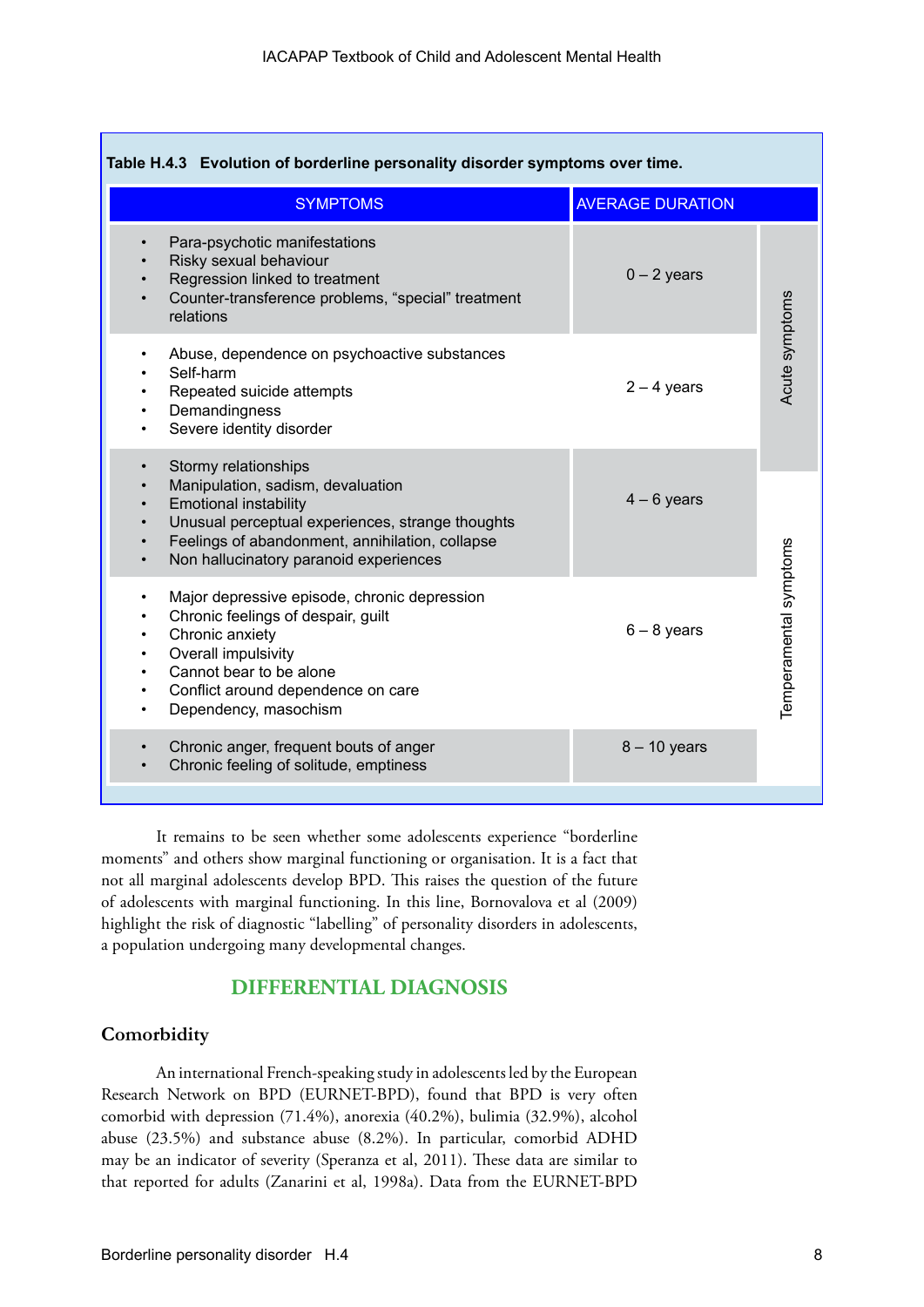**Table H.4.3 Evolution of borderline personality disorder symptoms over time.**

| SYMPTOMS | AVERAGE DURATION | |
|---|---|---|
| • Para-psychotic manifestations<br>• Risky sexual behaviour<br>• Regression linked to treatment<br>• Counter-transference problems, "special" treatment relations | 0 – 2 years | Acute symptoms |
| • Abuse, dependence on psychoactive substances<br>• Self-harm<br>• Repeated suicide attempts<br>• Demandingness<br>• Severe identity disorder | 2 – 4 years | Acute symptoms |
| • Stormy relationships<br>• Manipulation, sadism, devaluation<br>• Emotional instability<br>• Unusual perceptual experiences, strange thoughts<br>• Feelings of abandonment, annihilation, collapse<br>• Non hallucinatory paranoid experiences | 4 – 6 years | Temperamental symptoms |
| • Major depressive episode, chronic depression<br>• Chronic feelings of despair, guilt<br>• Chronic anxiety<br>• Overall impulsivity<br>• Cannot bear to be alone<br>• Conflict around dependence on care<br>• Dependency, masochism | 6 – 8 years | Temperamental symptoms |
| • Chronic anger, frequent bouts of anger<br>• Chronic feeling of solitude, emptiness | 8 – 10 years | Temperamental symptoms |

It remains to be seen whether some adolescents experience "borderline moments" and others show marginal functioning or organisation. It is a fact that not all marginal adolescents develop BPD. This raises the question of the future of adolescents with marginal functioning. In this line, Bornovalova et al (2009) highlight the risk of diagnostic "labelling" of personality disorders in adolescents, a population undergoing many developmental changes.

## DIFFERENTIAL DIAGNOSIS

### Comorbidity

An international French-speaking study in adolescents led by the European Research Network on BPD (EURNET-BPD), found that BPD is very often comorbid with depression (71.4%), anorexia (40.2%), bulimia (32.9%), alcohol abuse (23.5%) and substance abuse (8.2%). In particular, comorbid ADHD may be an indicator of severity (Speranza et al, 2011). These data are similar to that reported for adults (Zanarini et al, 1998a). Data from the EURNET-BPD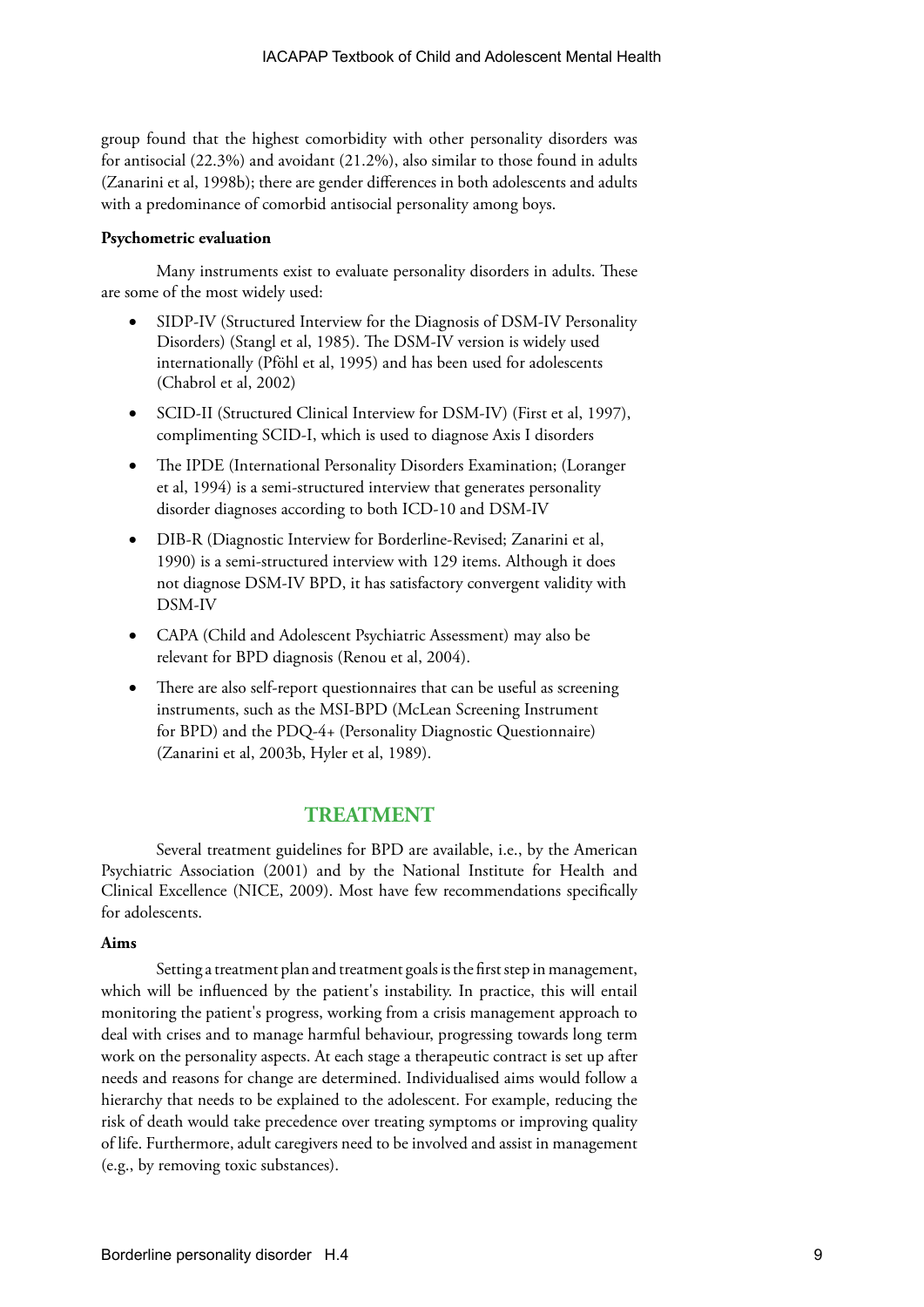group found that the highest comorbidity with other personality disorders was for antisocial (22.3%) and avoidant (21.2%), also similar to those found in adults (Zanarini et al, 1998b); there are gender differences in both adolescents and adults with a predominance of comorbid antisocial personality among boys.

**Psychometric evaluation**

Many instruments exist to evaluate personality disorders in adults. These are some of the most widely used:

- SIDP-IV (Structured Interview for the Diagnosis of DSM-IV Personality Disorders) (Stangl et al, 1985). The DSM-IV version is widely used internationally (Pföhl et al, 1995) and has been used for adolescents (Chabrol et al, 2002)
- SCID-II (Structured Clinical Interview for DSM-IV) (First et al, 1997), complimenting SCID-I, which is used to diagnose Axis I disorders
- The IPDE (International Personality Disorders Examination; (Loranger et al, 1994) is a semi-structured interview that generates personality disorder diagnoses according to both ICD-10 and DSM-IV
- DIB-R (Diagnostic Interview for Borderline-Revised; Zanarini et al, 1990) is a semi-structured interview with 129 items. Although it does not diagnose DSM-IV BPD, it has satisfactory convergent validity with DSM-IV
- CAPA (Child and Adolescent Psychiatric Assessment) may also be relevant for BPD diagnosis (Renou et al, 2004).
- There are also self-report questionnaires that can be useful as screening instruments, such as the MSI-BPD (McLean Screening Instrument for BPD) and the PDQ-4+ (Personality Diagnostic Questionnaire) (Zanarini et al, 2003b, Hyler et al, 1989).

## TREATMENT

Several treatment guidelines for BPD are available, i.e., by the American Psychiatric Association (2001) and by the National Institute for Health and Clinical Excellence (NICE, 2009). Most have few recommendations specifically for adolescents.

**Aims**

Setting a treatment plan and treatment goals is the first step in management, which will be influenced by the patient's instability. In practice, this will entail monitoring the patient's progress, working from a crisis management approach to deal with crises and to manage harmful behaviour, progressing towards long term work on the personality aspects. At each stage a therapeutic contract is set up after needs and reasons for change are determined. Individualised aims would follow a hierarchy that needs to be explained to the adolescent. For example, reducing the risk of death would take precedence over treating symptoms or improving quality of life. Furthermore, adult caregivers need to be involved and assist in management (e.g., by removing toxic substances).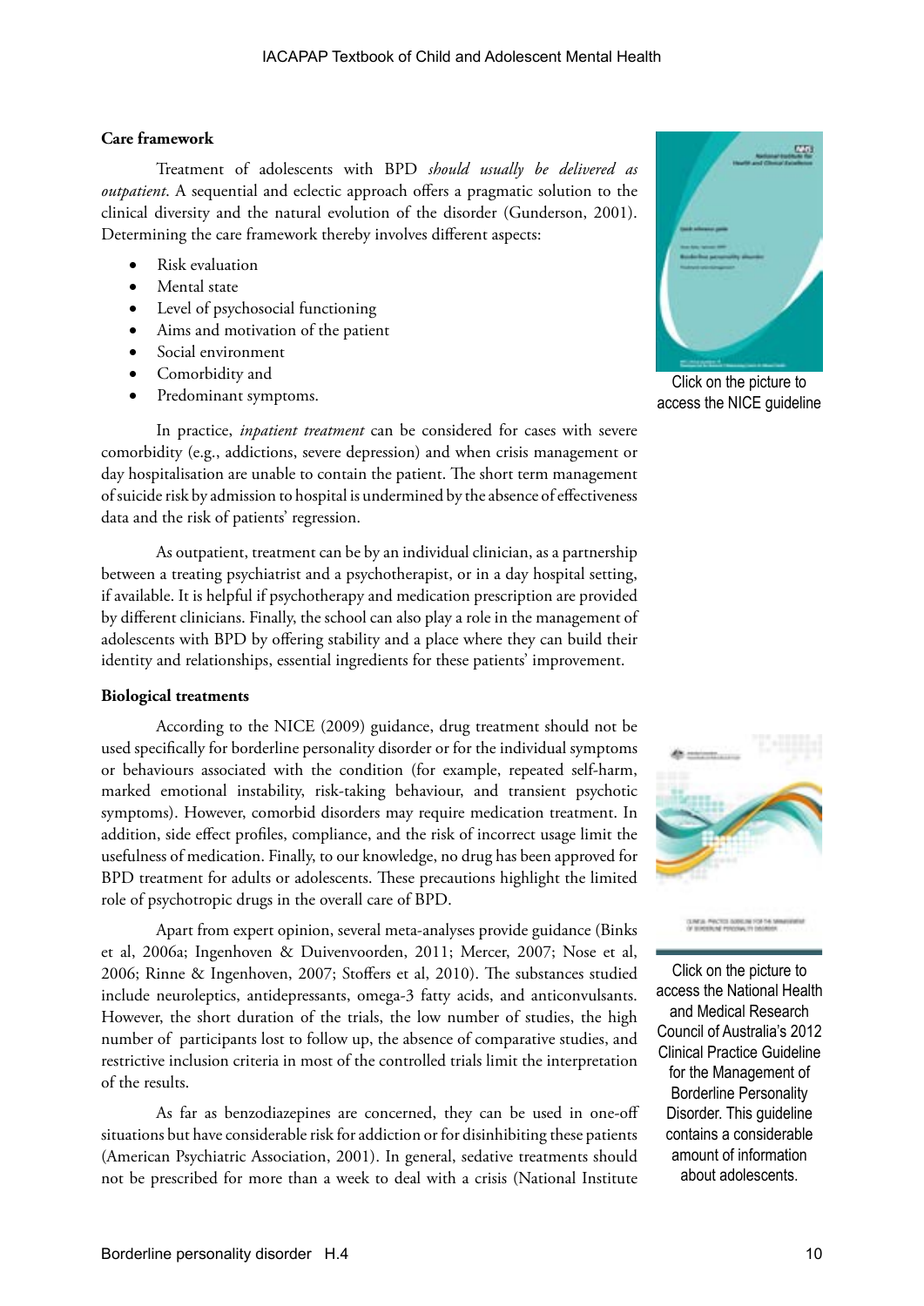**Care framework**

Treatment of adolescents with BPD *should usually be delivered as outpatient*. A sequential and eclectic approach offers a pragmatic solution to the clinical diversity and the natural evolution of the disorder (Gunderson, 2001). Determining the care framework thereby involves different aspects:

- Risk evaluation
- Mental state
- Level of psychosocial functioning
- Aims and motivation of the patient
- Social environment
- Comorbidity and
- Predominant symptoms.

Click on the picture to access the NICE guideline

In practice, *inpatient treatment* can be considered for cases with severe comorbidity (e.g., addictions, severe depression) and when crisis management or day hospitalisation are unable to contain the patient. The short term management of suicide risk by admission to hospital is undermined by the absence of effectiveness data and the risk of patients' regression.

As outpatient, treatment can be by an individual clinician, as a partnership between a treating psychiatrist and a psychotherapist, or in a day hospital setting, if available. It is helpful if psychotherapy and medication prescription are provided by different clinicians. Finally, the school can also play a role in the management of adolescents with BPD by offering stability and a place where they can build their identity and relationships, essential ingredients for these patients' improvement.

**Biological treatments**

According to the NICE (2009) guidance, drug treatment should not be used specifically for borderline personality disorder or for the individual symptoms or behaviours associated with the condition (for example, repeated self-harm, marked emotional instability, risk-taking behaviour, and transient psychotic symptoms). However, comorbid disorders may require medication treatment. In addition, side effect profiles, compliance, and the risk of incorrect usage limit the usefulness of medication. Finally, to our knowledge, no drug has been approved for BPD treatment for adults or adolescents. These precautions highlight the limited role of psychotropic drugs in the overall care of BPD.

Apart from expert opinion, several meta-analyses provide guidance (Binks et al, 2006a; Ingenhoven & Duivenvoorden, 2011; Mercer, 2007; Nose et al, 2006; Rinne & Ingenhoven, 2007; Stoffers et al, 2010). The substances studied include neuroleptics, antidepressants, omega-3 fatty acids, and anticonvulsants. However, the short duration of the trials, the low number of studies, the high number of participants lost to follow up, the absence of comparative studies, and restrictive inclusion criteria in most of the controlled trials limit the interpretation of the results.

Click on the picture to access the National Health and Medical Research Council of Australia's 2012 Clinical Practice Guideline for the Management of Borderline Personality Disorder. This guideline contains a considerable amount of information about adolescents.

As far as benzodiazepines are concerned, they can be used in one-off situations but have considerable risk for addiction or for disinhibiting these patients (American Psychiatric Association, 2001). In general, sedative treatments should not be prescribed for more than a week to deal with a crisis (National Institute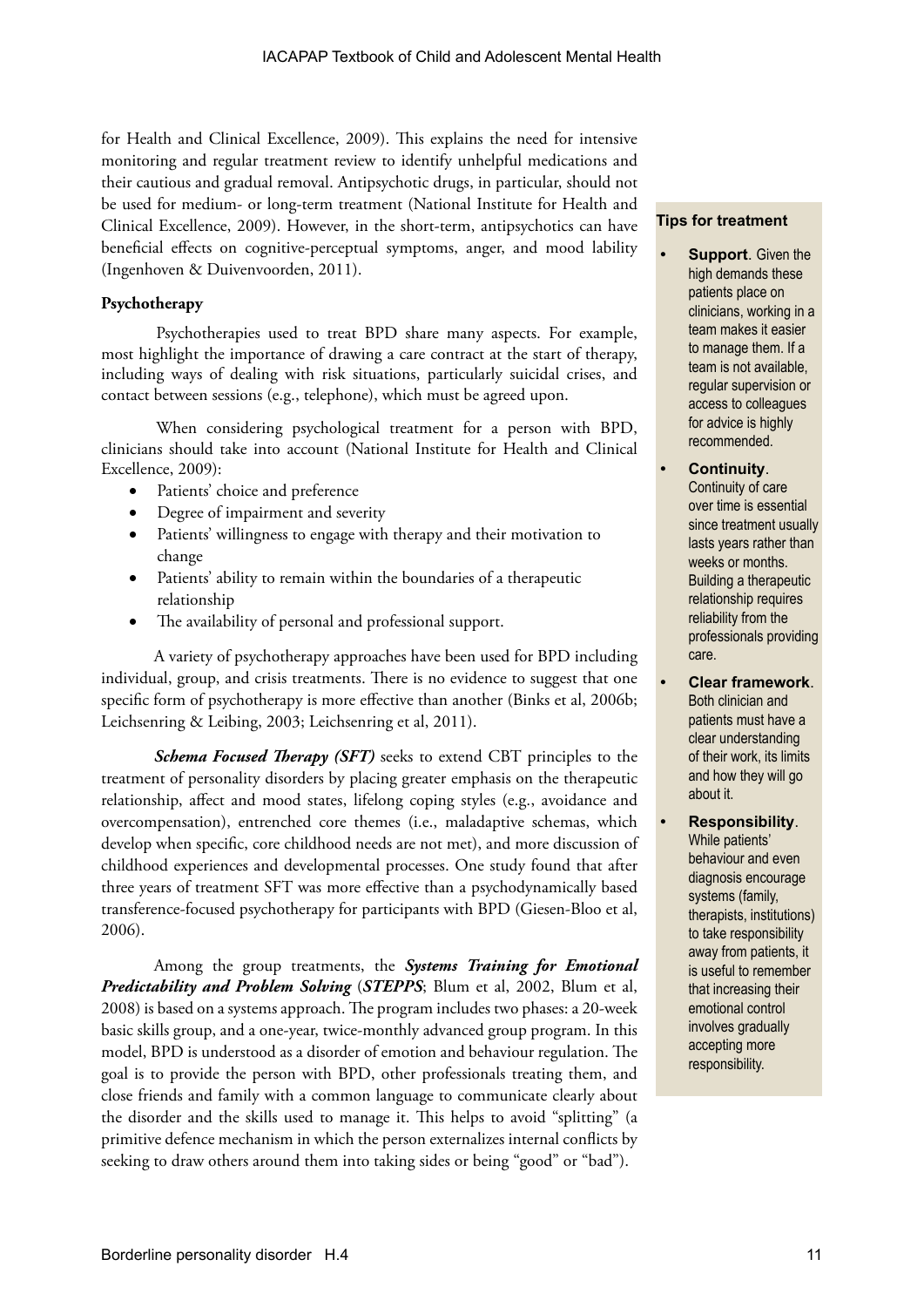for Health and Clinical Excellence, 2009). This explains the need for intensive monitoring and regular treatment review to identify unhelpful medications and their cautious and gradual removal. Antipsychotic drugs, in particular, should not be used for medium- or long-term treatment (National Institute for Health and Clinical Excellence, 2009). However, in the short-term, antipsychotics can have beneficial effects on cognitive-perceptual symptoms, anger, and mood lability (Ingenhoven & Duivenvoorden, 2011).

**Psychotherapy**

Psychotherapies used to treat BPD share many aspects. For example, most highlight the importance of drawing a care contract at the start of therapy, including ways of dealing with risk situations, particularly suicidal crises, and contact between sessions (e.g., telephone), which must be agreed upon.

When considering psychological treatment for a person with BPD, clinicians should take into account (National Institute for Health and Clinical Excellence, 2009):

- Patients' choice and preference
- Degree of impairment and severity
- Patients' willingness to engage with therapy and their motivation to change
- Patients' ability to remain within the boundaries of a therapeutic relationship
- The availability of personal and professional support.

A variety of psychotherapy approaches have been used for BPD including individual, group, and crisis treatments. There is no evidence to suggest that one specific form of psychotherapy is more effective than another (Binks et al, 2006b; Leichsenring & Leibing, 2003; Leichsenring et al, 2011).

***Schema Focused Therapy (SFT)*** seeks to extend CBT principles to the treatment of personality disorders by placing greater emphasis on the therapeutic relationship, affect and mood states, lifelong coping styles (e.g., avoidance and overcompensation), entrenched core themes (i.e., maladaptive schemas, which develop when specific, core childhood needs are not met), and more discussion of childhood experiences and developmental processes. One study found that after three years of treatment SFT was more effective than a psychodynamically based transference-focused psychotherapy for participants with BPD (Giesen-Bloo et al, 2006).

Among the group treatments, the ***Systems Training for Emotional Predictability and Problem Solving*** (***STEPPS***; Blum et al, 2002, Blum et al, 2008) is based on a systems approach. The program includes two phases: a 20-week basic skills group, and a one-year, twice-monthly advanced group program. In this model, BPD is understood as a disorder of emotion and behaviour regulation. The goal is to provide the person with BPD, other professionals treating them, and close friends and family with a common language to communicate clearly about the disorder and the skills used to manage it. This helps to avoid "splitting" (a primitive defence mechanism in which the person externalizes internal conflicts by seeking to draw others around them into taking sides or being "good" or "bad").

**Tips for treatment**

- **Support**. Given the high demands these patients place on clinicians, working in a team makes it easier to manage them. If a team is not available, regular supervision or access to colleagues for advice is highly recommended.
- **Continuity**. Continuity of care over time is essential since treatment usually lasts years rather than weeks or months. Building a therapeutic relationship requires reliability from the professionals providing care.
- **Clear framework**. Both clinician and patients must have a clear understanding of their work, its limits and how they will go about it.
- **Responsibility**. While patients' behaviour and even diagnosis encourage systems (family, therapists, institutions) to take responsibility away from patients, it is useful to remember that increasing their emotional control involves gradually accepting more responsibility.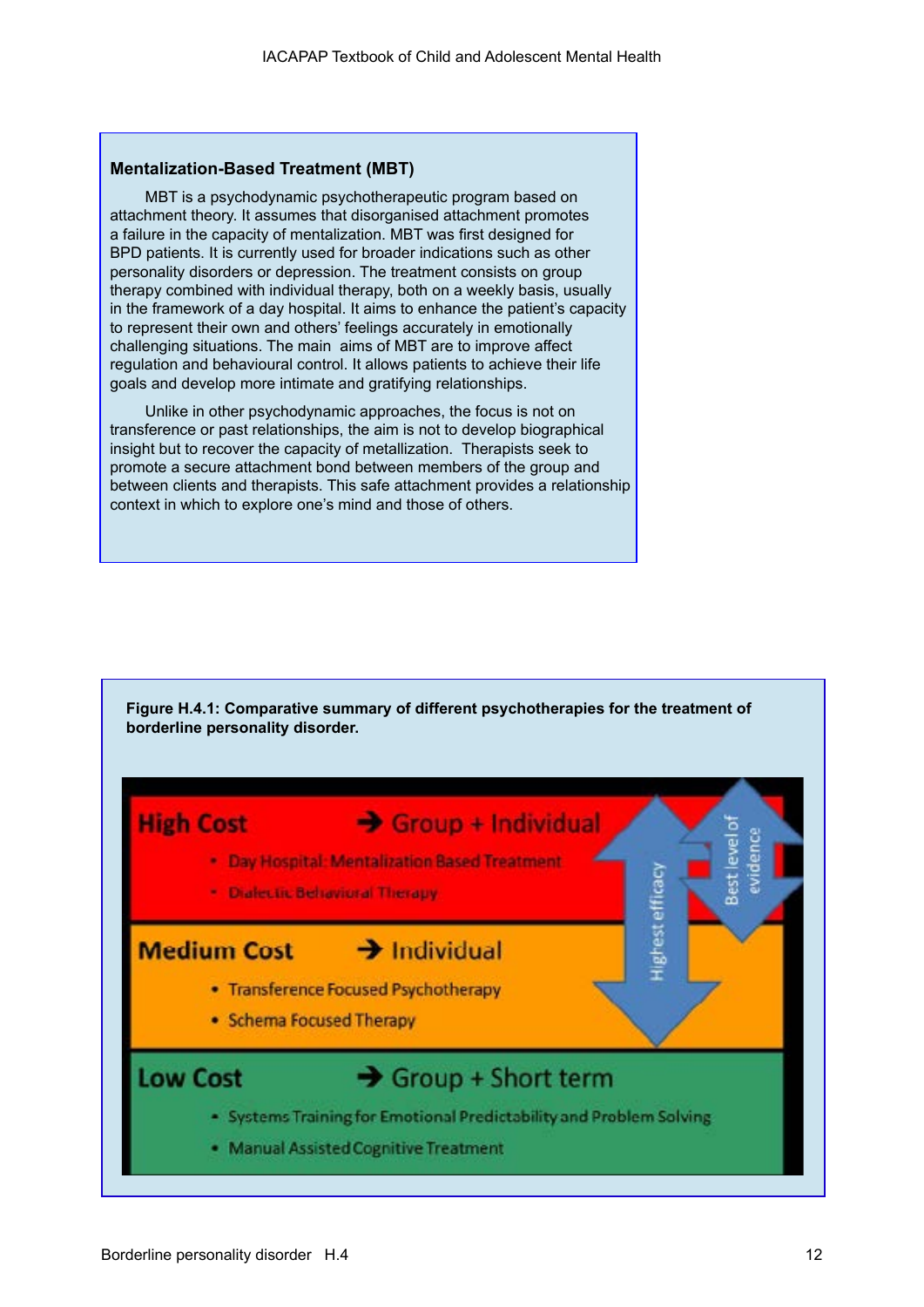### Mentalization-Based Treatment (MBT)

MBT is a psychodynamic psychotherapeutic program based on attachment theory. It assumes that disorganised attachment promotes a failure in the capacity of mentalization. MBT was first designed for BPD patients. It is currently used for broader indications such as other personality disorders or depression. The treatment consists on group therapy combined with individual therapy, both on a weekly basis, usually in the framework of a day hospital. It aims to enhance the patient's capacity to represent their own and others' feelings accurately in emotionally challenging situations. The main aims of MBT are to improve affect regulation and behavioural control. It allows patients to achieve their life goals and develop more intimate and gratifying relationships.

Unlike in other psychodynamic approaches, the focus is not on transference or past relationships, the aim is not to develop biographical insight but to recover the capacity of metallization. Therapists seek to promote a secure attachment bond between members of the group and between clients and therapists. This safe attachment provides a relationship context in which to explore one's mind and those of others.

**Figure H.4.1: Comparative summary of different psychotherapies for the treatment of borderline personality disorder.**

**High Cost** → Group + Individual
- Day Hospital: Mentalization Based Treatment
- Dialectic Behavioral Therapy

**Medium Cost** → Individual
- Transference Focused Psychotherapy
- Schema Focused Therapy

**Low Cost** → Group + Short term
- Systems Training for Emotional Predictability and Problem Solving
- Manual Assisted Cognitive Treatment

Highest efficacy

Best level of evidence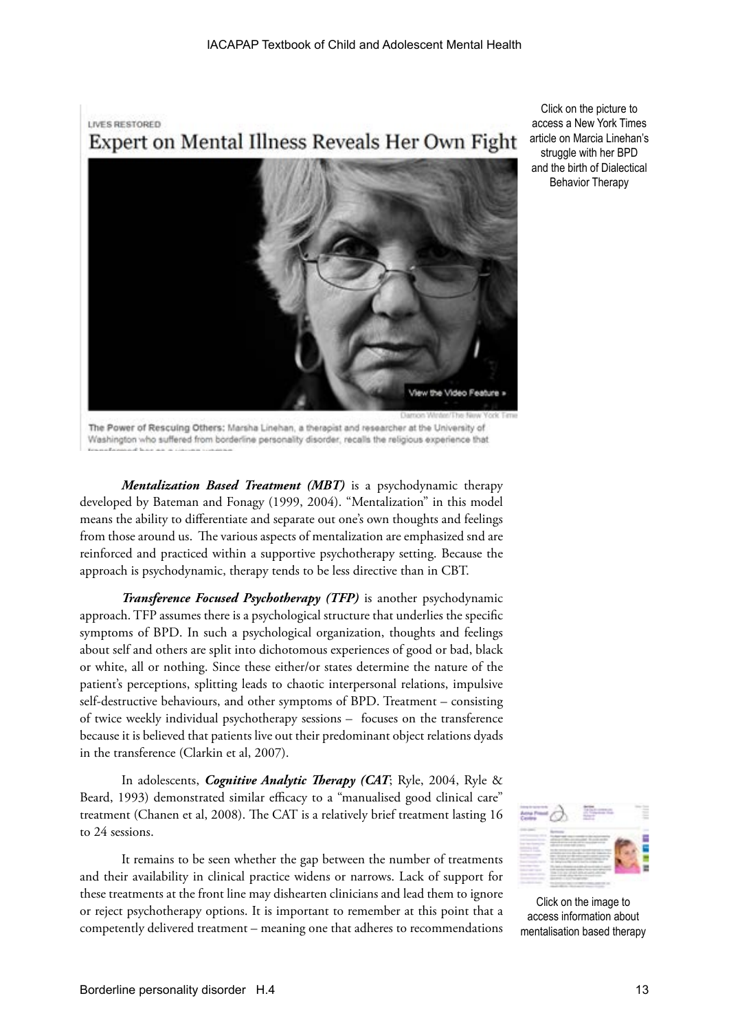LIVES RESTORED

Expert on Mental Illness Reveals Her Own Fight

View the Video Feature »

Damon Winter/The New York Times

The Power of Rescuing Others: Marsha Linehan, a therapist and researcher at the University of Washington who suffered from borderline personality disorder, recalls the religious experience that transformed her as a young woman.

Click on the picture to access a New York Times article on Marcia Linehan's struggle with her BPD and the birth of Dialectical Behavior Therapy

***Mentalization Based Treatment (MBT)*** is a psychodynamic therapy developed by Bateman and Fonagy (1999, 2004). "Mentalization" in this model means the ability to differentiate and separate out one's own thoughts and feelings from those around us. The various aspects of mentalization are emphasized snd are reinforced and practiced within a supportive psychotherapy setting. Because the approach is psychodynamic, therapy tends to be less directive than in CBT.

***Transference Focused Psychotherapy (TFP)*** is another psychodynamic approach. TFP assumes there is a psychological structure that underlies the specific symptoms of BPD. In such a psychological organization, thoughts and feelings about self and others are split into dichotomous experiences of good or bad, black or white, all or nothing. Since these either/or states determine the nature of the patient's perceptions, splitting leads to chaotic interpersonal relations, impulsive self-destructive behaviours, and other symptoms of BPD. Treatment – consisting of twice weekly individual psychotherapy sessions – focuses on the transference because it is believed that patients live out their predominant object relations dyads in the transference (Clarkin et al, 2007).

In adolescents, ***Cognitive Analytic Therapy (CAT***; Ryle, 2004, Ryle & Beard, 1993) demonstrated similar efficacy to a "manualised good clinical care" treatment (Chanen et al, 2008). The CAT is a relatively brief treatment lasting 16 to 24 sessions.

It remains to be seen whether the gap between the number of treatments and their availability in clinical practice widens or narrows. Lack of support for these treatments at the front line may dishearten clinicians and lead them to ignore or reject psychotherapy options. It is important to remember at this point that a competently delivered treatment – meaning one that adheres to recommendations

Click on the image to access information about mentalisation based therapy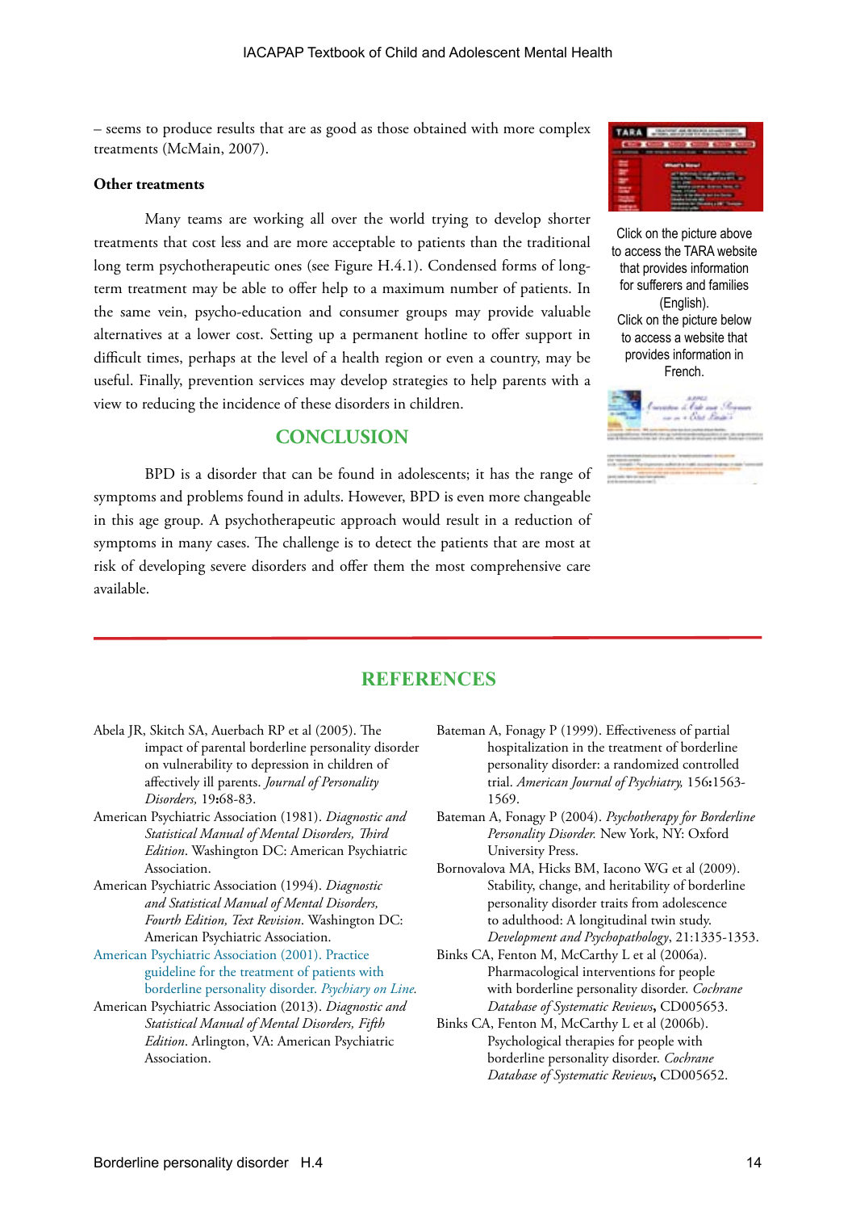– seems to produce results that are as good as those obtained with more complex treatments (McMain, 2007).

**Other treatments**

Many teams are working all over the world trying to develop shorter treatments that cost less and are more acceptable to patients than the traditional long term psychotherapeutic ones (see Figure H.4.1). Condensed forms of long-term treatment may be able to offer help to a maximum number of patients. In the same vein, psycho-education and consumer groups may provide valuable alternatives at a lower cost. Setting up a permanent hotline to offer support in difficult times, perhaps at the level of a health region or even a country, may be useful. Finally, prevention services may develop strategies to help parents with a view to reducing the incidence of these disorders in children.

Click on the picture above to access the TARA website that provides information for sufferers and families (English).
Click on the picture below to access a website that provides information in French.

## CONCLUSION

BPD is a disorder that can be found in adolescents; it has the range of symptoms and problems found in adults. However, BPD is even more changeable in this age group. A psychotherapeutic approach would result in a reduction of symptoms in many cases. The challenge is to detect the patients that are most at risk of developing severe disorders and offer them the most comprehensive care available.

## REFERENCES

Abela JR, Skitch SA, Auerbach RP et al (2005). The impact of parental borderline personality disorder on vulnerability to depression in children of affectively ill parents. *Journal of Personality Disorders,* 19**:**68-83.

American Psychiatric Association (1981). *Diagnostic and Statistical Manual of Mental Disorders, Third Edition*. Washington DC: American Psychiatric Association.

American Psychiatric Association (1994). *Diagnostic and Statistical Manual of Mental Disorders, Fourth Edition, Text Revision*. Washington DC: American Psychiatric Association.

American Psychiatric Association (2001). Practice guideline for the treatment of patients with borderline personality disorder. *Psychiary on Line*.

American Psychiatric Association (2013). *Diagnostic and Statistical Manual of Mental Disorders, Fifth Edition*. Arlington, VA: American Psychiatric Association.

Bateman A, Fonagy P (1999). Effectiveness of partial hospitalization in the treatment of borderline personality disorder: a randomized controlled trial. *American Journal of Psychiatry,* 156**:**1563-1569.

Bateman A, Fonagy P (2004). *Psychotherapy for Borderline Personality Disorder.* New York, NY: Oxford University Press.

Bornovalova MA, Hicks BM, Iacono WG et al (2009). Stability, change, and heritability of borderline personality disorder traits from adolescence to adulthood: A longitudinal twin study. *Development and Psychopathology*, 21:1335-1353.

Binks CA, Fenton M, McCarthy L et al (2006a). Pharmacological interventions for people with borderline personality disorder. *Cochrane Database of Systematic Reviews***,** CD005653.

Binks CA, Fenton M, McCarthy L et al (2006b). Psychological therapies for people with borderline personality disorder. *Cochrane Database of Systematic Reviews***,** CD005652.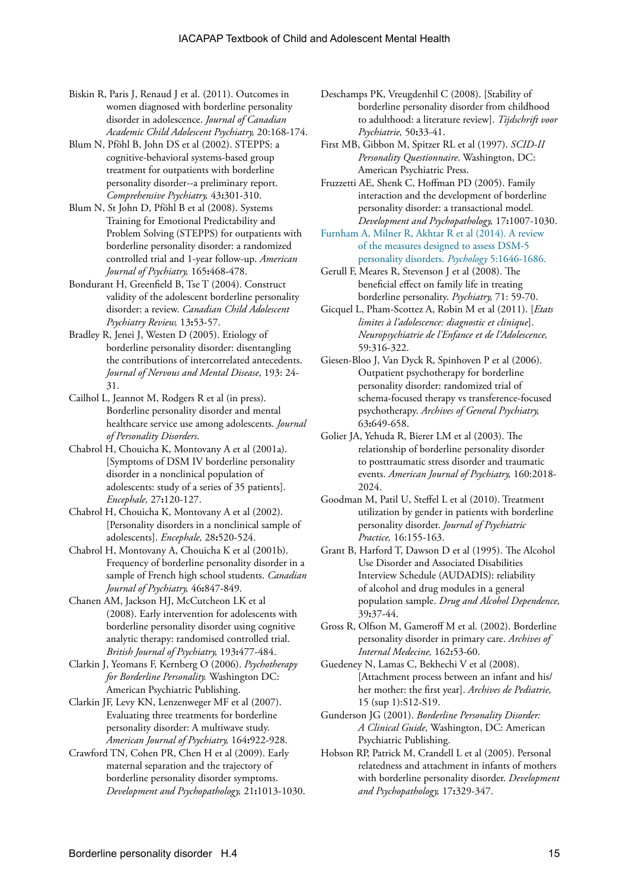Biskin R, Paris J, Renaud J et al. (2011). Outcomes in women diagnosed with borderline personality disorder in adolescence. *Journal of Canadian Academic Child Adolescent Psychiatry,* 20:168-174.

Blum N, Pfōhl B, John DS et al (2002). STEPPS: a cognitive-behavioral systems-based group treatment for outpatients with borderline personality disorder--a preliminary report. *Comprehensive Psychiatry,* 43**:**301-310.

Blum N, St John D, Pfōhl B et al (2008). Systems Training for Emotional Predictability and Problem Solving (STEPPS) for outpatients with borderline personality disorder: a randomized controlled trial and 1-year follow-up. *American Journal of Psychiatry,* 165**:**468-478.

Bondurant H, Greenfield B, Tse T (2004). Construct validity of the adolescent borderline personality disorder: a review. *Canadian Child Adolescent Psychiatry Review,* 13**:**53-57.

Bradley R, Jenei J, Westen D (2005). Etiology of borderline personality disorder: disentangling the contributions of intercorrelated antecedents. *Journal of Nervous and Mental Disease*, 193: 24-31.

Cailhol L, Jeannot M, Rodgers R et al (in press). Borderline personality disorder and mental healthcare service use among adolescents. *Journal of Personality Disorders*.

Chabrol H, Chouicha K, Montovany A et al (2001a). [Symptoms of DSM IV borderline personality disorder in a nonclinical population of adolescents: study of a series of 35 patients]. *Encephale,* 27**:**120-127.

Chabrol H, Chouicha K, Montovany A et al (2002). [Personality disorders in a nonclinical sample of adolescents]. *Encephale,* 28**:**520-524.

Chabrol H, Montovany A, Chouicha K et al (2001b). Frequency of borderline personality disorder in a sample of French high school students. *Canadian Journal of Psychiatry,* 46**:**847-849.

Chanen AM, Jackson HJ, McCutcheon LK et al (2008). Early intervention for adolescents with borderline personality disorder using cognitive analytic therapy: randomised controlled trial. *British Journal of Psychiatry,* 193**:**477-484.

Clarkin J, Yeomans F, Kernberg O (2006). *Psychotherapy for Borderline Personality.* Washington DC: American Psychiatric Publishing.

Clarkin JF, Levy KN, Lenzenweger MF et al (2007). Evaluating three treatments for borderline personality disorder: A multiwave study. *American Journal of Psychiatry,* 164**:**922-928.

Crawford TN, Cohen PR, Chen H et al (2009). Early maternal separation and the trajectory of borderline personality disorder symptoms. *Development and Psychopathology,* 21**:**1013-1030.

Deschamps PK, Vreugdenhil C (2008). [Stability of borderline personality disorder from childhood to adulthood: a literature review]. *Tijdschrift voor Psychiatrie,* 50**:**33-41.

First MB, Gibbon M, Spitzer RL et al (1997). *SCID-II Personality Questionnaire*. Washington, DC: American Psychiatric Press.

Fruzzetti AE, Shenk C, Hoffman PD (2005). Family interaction and the development of borderline personality disorder: a transactional model. *Development and Psychopathology,* 17**:**1007-1030.

Furnham A, Milner R, Akhtar R et al (2014). A review of the measures designed to assess DSM-5 personality disorders. *Psychology* 5:1646-1686.

Gerull F, Meares R, Stevenson J et al (2008). The beneficial effect on family life in treating borderline personality. *Psychiatry,* 71: 59-70.

Gicquel L, Pham-Scottez A, Robin M et al (2011). [*Etats limites à l'adolescence: diagnostic et clinique*]. *Neuropsychiatrie de l'Enfance et de l'Adolescence,* 59:316-322.

Giesen-Bloo J, Van Dyck R, Spinhoven P et al (2006). Outpatient psychotherapy for borderline personality disorder: randomized trial of schema-focused therapy vs transference-focused psychotherapy. *Archives of General Psychiatry,* 63**:**649-658.

Golier JA, Yehuda R, Bierer LM et al (2003). The relationship of borderline personality disorder to posttraumatic stress disorder and traumatic events. *American Journal of Psychiatry,* 160:2018-2024.

Goodman M, Patil U, Steffel L et al (2010). Treatment utilization by gender in patients with borderline personality disorder. *Journal of Psychiatric Practice,* 16:155-163.

Grant B, Harford T, Dawson D et al (1995). The Alcohol Use Disorder and Associated Disabilities Interview Schedule (AUDADIS): reliability of alcohol and drug modules in a general population sample. *Drug and Alcohol Dependence,* 39**:**37-44.

Gross R, Olfson M, Gameroff M et al. (2002). Borderline personality disorder in primary care. *Archives of Internal Medecine,* 162**:**53-60.

Guedeney N, Lamas C, Bekhechi V et al (2008). [Attachment process between an infant and his/her mother: the first year]. *Archives de Pediatrie,* 15 (sup 1):S12-S19.

Gunderson JG (2001). *Borderline Personality Disorder: A Clinical Guide,* Washington, DC: American Psychiatric Publishing.

Hobson RP, Patrick M, Crandell L et al (2005). Personal relatedness and attachment in infants of mothers with borderline personality disorder. *Development and Psychopathology,* 17**:**329-347.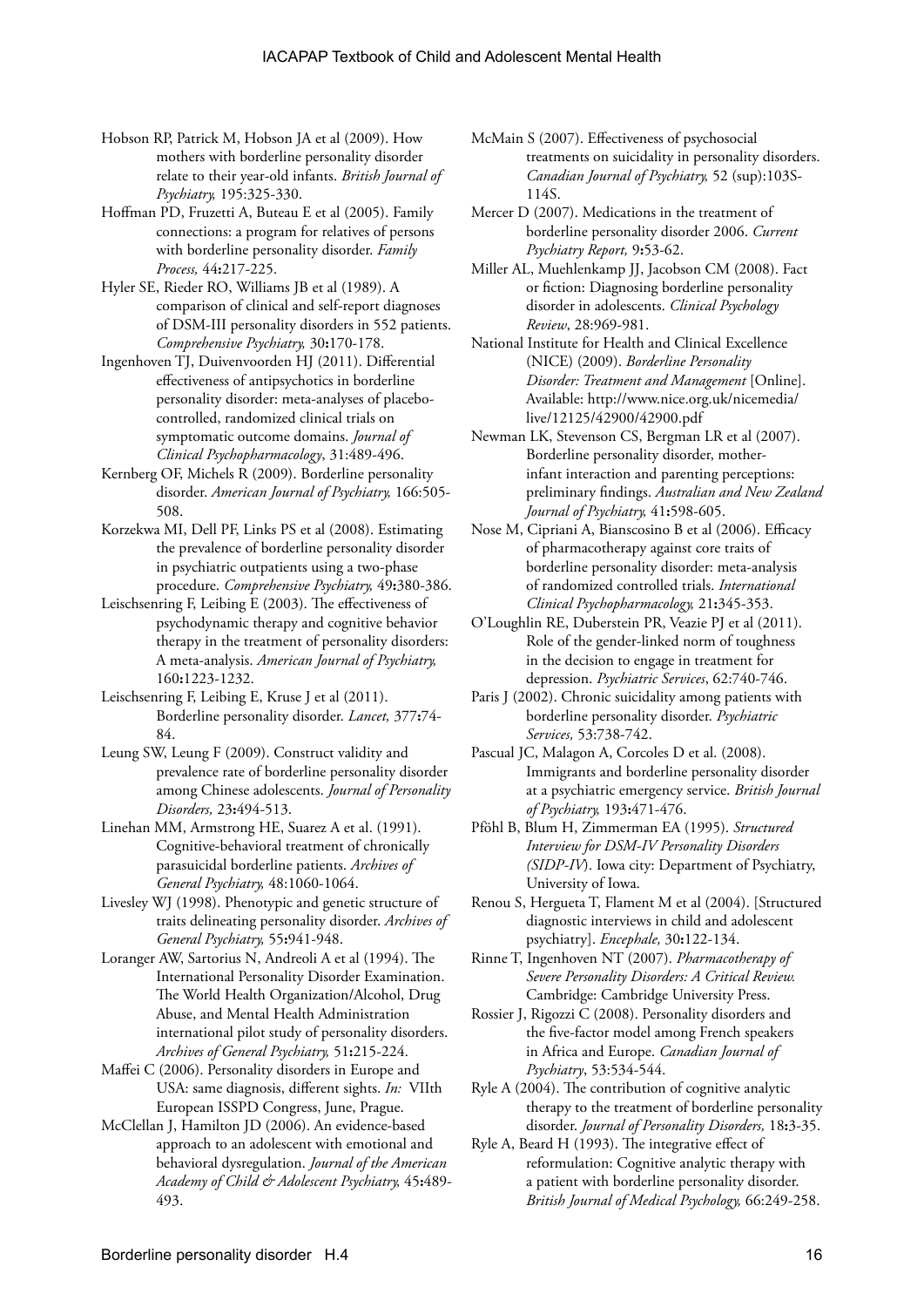Hobson RP, Patrick M, Hobson JA et al (2009). How mothers with borderline personality disorder relate to their year-old infants. *British Journal of Psychiatry,* 195:325-330.

Hoffman PD, Fruzetti A, Buteau E et al (2005). Family connections: a program for relatives of persons with borderline personality disorder. *Family Process,* 44**:**217-225.

Hyler SE, Rieder RO, Williams JB et al (1989). A comparison of clinical and self-report diagnoses of DSM-III personality disorders in 552 patients. *Comprehensive Psychiatry,* 30**:**170-178.

Ingenhoven TJ, Duivenvoorden HJ (2011). Differential effectiveness of antipsychotics in borderline personality disorder: meta-analyses of placebo-controlled, randomized clinical trials on symptomatic outcome domains. *Journal of Clinical Psychopharmacology*, 31:489-496.

Kernberg OF, Michels R (2009). Borderline personality disorder. *American Journal of Psychiatry,* 166:505-508.

Korzekwa MI, Dell PF, Links PS et al (2008). Estimating the prevalence of borderline personality disorder in psychiatric outpatients using a two-phase procedure. *Comprehensive Psychiatry,* 49**:**380-386.

Leischsenring F, Leibing E (2003). The effectiveness of psychodynamic therapy and cognitive behavior therapy in the treatment of personality disorders: A meta-analysis. *American Journal of Psychiatry,* 160**:**1223-1232.

Leischsenring F, Leibing E, Kruse J et al (2011). Borderline personality disorder. *Lancet,* 377**:**74-84.

Leung SW, Leung F (2009). Construct validity and prevalence rate of borderline personality disorder among Chinese adolescents. *Journal of Personality Disorders,* 23**:**494-513.

Linehan MM, Armstrong HE, Suarez A et al. (1991). Cognitive-behavioral treatment of chronically parasuicidal borderline patients. *Archives of General Psychiatry,* 48:1060-1064.

Livesley WJ (1998). Phenotypic and genetic structure of traits delineating personality disorder. *Archives of General Psychiatry,* 55**:**941-948.

Loranger AW, Sartorius N, Andreoli A et al (1994). The International Personality Disorder Examination. The World Health Organization/Alcohol, Drug Abuse, and Mental Health Administration international pilot study of personality disorders. *Archives of General Psychiatry,* 51**:**215-224.

Maffei C (2006). Personality disorders in Europe and USA: same diagnosis, different sights. *In:* VIIth European ISSPD Congress, June, Prague.

McClellan J, Hamilton JD (2006). An evidence-based approach to an adolescent with emotional and behavioral dysregulation. *Journal of the American Academy of Child & Adolescent Psychiatry,* 45**:**489-493.

McMain S (2007). Effectiveness of psychosocial treatments on suicidality in personality disorders. *Canadian Journal of Psychiatry,* 52 (sup):103S-114S.

Mercer D (2007). Medications in the treatment of borderline personality disorder 2006. *Current Psychiatry Report,* 9**:**53-62.

Miller AL, Muehlenkamp JJ, Jacobson CM (2008). Fact or fiction: Diagnosing borderline personality disorder in adolescents. *Clinical Psychology Review*, 28:969-981.

National Institute for Health and Clinical Excellence (NICE) (2009). *Borderline Personality Disorder: Treatment and Management* [Online]. Available: http://www.nice.org.uk/nicemedia/live/12125/42900/42900.pdf

Newman LK, Stevenson CS, Bergman LR et al (2007). Borderline personality disorder, mother-infant interaction and parenting perceptions: preliminary findings. *Australian and New Zealand Journal of Psychiatry,* 41**:**598-605.

Nose M, Cipriani A, Bianscosino B et al (2006). Efficacy of pharmacotherapy against core traits of borderline personality disorder: meta-analysis of randomized controlled trials. *International Clinical Psychopharmacology,* 21**:**345-353.

O'Loughlin RE, Duberstein PR, Veazie PJ et al (2011). Role of the gender-linked norm of toughness in the decision to engage in treatment for depression. *Psychiatric Services*, 62:740-746.

Paris J (2002). Chronic suicidality among patients with borderline personality disorder. *Psychiatric Services,* 53:738-742.

Pascual JC, Malagon A, Corcoles D et al. (2008). Immigrants and borderline personality disorder at a psychiatric emergency service. *British Journal of Psychiatry,* 193**:**471-476.

Pföhl B, Blum H, Zimmerman EA (1995). *Structured Interview for DSM-IV Personality Disorders (SIDP-IV*). Iowa city: Department of Psychiatry, University of Iowa.

Renou S, Hergueta T, Flament M et al (2004). [Structured diagnostic interviews in child and adolescent psychiatry]. *Encephale,* 30**:**122-134.

Rinne T, Ingenhoven NT (2007). *Pharmacotherapy of Severe Personality Disorders: A Critical Review.* Cambridge: Cambridge University Press.

Rossier J, Rigozzi C (2008). Personality disorders and the five-factor model among French speakers in Africa and Europe. *Canadian Journal of Psychiatry*, 53:534-544.

Ryle A (2004). The contribution of cognitive analytic therapy to the treatment of borderline personality disorder. *Journal of Personality Disorders,* 18**:**3-35.

Ryle A, Beard H (1993). The integrative effect of reformulation: Cognitive analytic therapy with a patient with borderline personality disorder. *British Journal of Medical Psychology,* 66:249-258.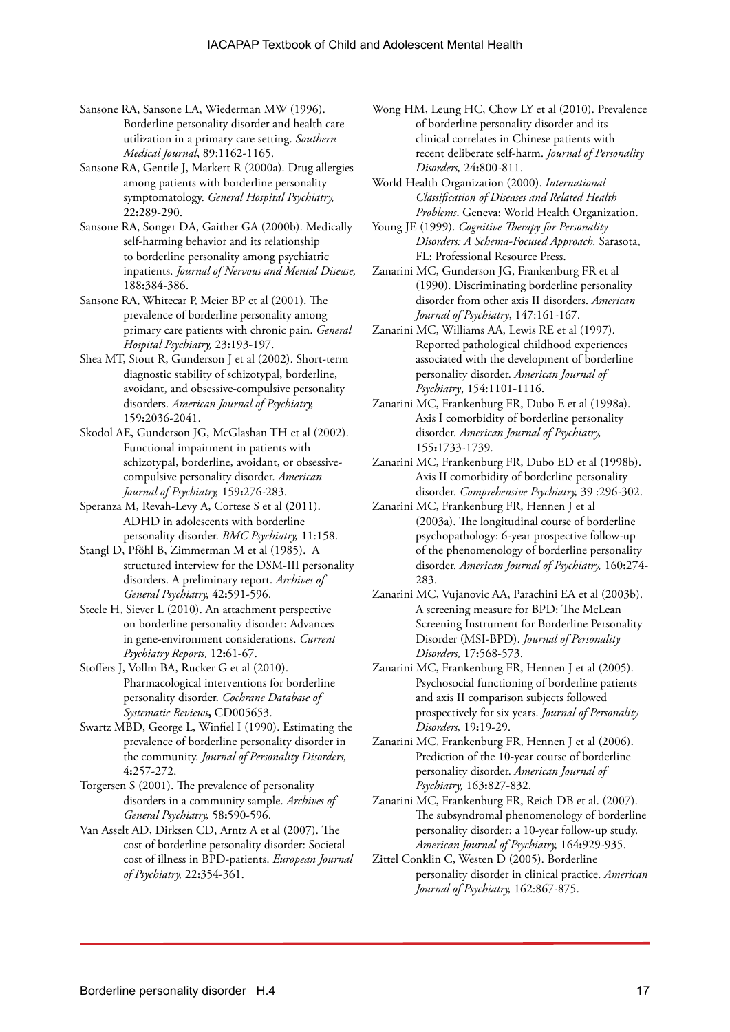Sansone RA, Sansone LA, Wiederman MW (1996). Borderline personality disorder and health care utilization in a primary care setting. *Southern Medical Journal*, 89:1162-1165.

Sansone RA, Gentile J, Markert R (2000a). Drug allergies among patients with borderline personality symptomatology. *General Hospital Psychiatry,* 22**:**289-290.

Sansone RA, Songer DA, Gaither GA (2000b). Medically self-harming behavior and its relationship to borderline personality among psychiatric inpatients. *Journal of Nervous and Mental Disease,* 188**:**384-386.

Sansone RA, Whitecar P, Meier BP et al (2001). The prevalence of borderline personality among primary care patients with chronic pain. *General Hospital Psychiatry,* 23**:**193-197.

Shea MT, Stout R, Gunderson J et al (2002). Short-term diagnostic stability of schizotypal, borderline, avoidant, and obsessive-compulsive personality disorders. *American Journal of Psychiatry,* 159**:**2036-2041.

Skodol AE, Gunderson JG, McGlashan TH et al (2002). Functional impairment in patients with schizotypal, borderline, avoidant, or obsessive-compulsive personality disorder. *American Journal of Psychiatry,* 159**:**276-283.

Speranza M, Revah-Levy A, Cortese S et al (2011). ADHD in adolescents with borderline personality disorder. *BMC Psychiatry,* 11:158.

Stangl D, Pföhl B, Zimmerman M et al (1985). A structured interview for the DSM-III personality disorders. A preliminary report. *Archives of General Psychiatry,* 42**:**591-596.

Steele H, Siever L (2010). An attachment perspective on borderline personality disorder: Advances in gene-environment considerations. *Current Psychiatry Reports,* 12**:**61-67.

Stoffers J, Vollm BA, Rucker G et al (2010). Pharmacological interventions for borderline personality disorder. *Cochrane Database of Systematic Reviews***,** CD005653.

Swartz MBD, George L, Winfiel I (1990). Estimating the prevalence of borderline personality disorder in the community. *Journal of Personality Disorders,* 4**:**257-272.

Torgersen S (2001). The prevalence of personality disorders in a community sample. *Archives of General Psychiatry,* 58**:**590-596.

Van Asselt AD, Dirksen CD, Arntz A et al (2007). The cost of borderline personality disorder: Societal cost of illness in BPD-patients. *European Journal of Psychiatry,* 22**:**354-361.

Wong HM, Leung HC, Chow LY et al (2010). Prevalence of borderline personality disorder and its clinical correlates in Chinese patients with recent deliberate self-harm. *Journal of Personality Disorders,* 24**:**800-811.

World Health Organization (2000). *International Classification of Diseases and Related Health Problems*. Geneva: World Health Organization.

Young JE (1999). *Cognitive Therapy for Personality Disorders: A Schema-Focused Approach.* Sarasota, FL: Professional Resource Press.

Zanarini MC, Gunderson JG, Frankenburg FR et al (1990). Discriminating borderline personality disorder from other axis II disorders. *American Journal of Psychiatry*, 147:161-167.

Zanarini MC, Williams AA, Lewis RE et al (1997). Reported pathological childhood experiences associated with the development of borderline personality disorder. *American Journal of Psychiatry*, 154:1101-1116.

Zanarini MC, Frankenburg FR, Dubo E et al (1998a). Axis I comorbidity of borderline personality disorder. *American Journal of Psychiatry,* 155**:**1733-1739.

Zanarini MC, Frankenburg FR, Dubo ED et al (1998b). Axis II comorbidity of borderline personality disorder. *Comprehensive Psychiatry,* 39 :296-302.

Zanarini MC, Frankenburg FR, Hennen J et al (2003a). The longitudinal course of borderline psychopathology: 6-year prospective follow-up of the phenomenology of borderline personality disorder. *American Journal of Psychiatry,* 160**:**274-283.

Zanarini MC, Vujanovic AA, Parachini EA et al (2003b). A screening measure for BPD: The McLean Screening Instrument for Borderline Personality Disorder (MSI-BPD). *Journal of Personality Disorders,* 17**:**568-573.

Zanarini MC, Frankenburg FR, Hennen J et al (2005). Psychosocial functioning of borderline patients and axis II comparison subjects followed prospectively for six years. *Journal of Personality Disorders,* 19**:**19-29.

Zanarini MC, Frankenburg FR, Hennen J et al (2006). Prediction of the 10-year course of borderline personality disorder. *American Journal of Psychiatry,* 163**:**827-832.

Zanarini MC, Frankenburg FR, Reich DB et al. (2007). The subsyndromal phenomenology of borderline personality disorder: a 10-year follow-up study. *American Journal of Psychiatry,* 164**:**929-935.

Zittel Conklin C, Westen D (2005). Borderline personality disorder in clinical practice. *American Journal of Psychiatry,* 162:867-875.